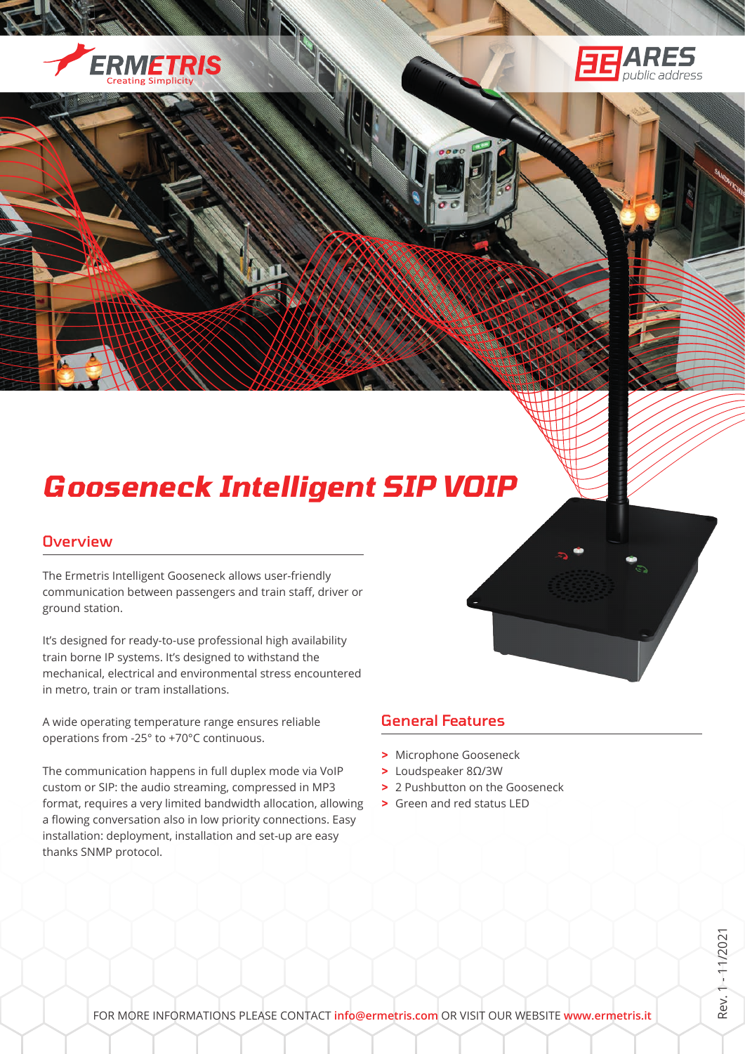# Gooseneck Intelligent SIP VOIP

## Overview

The Ermetris Intelligent Gooseneck allows user-friendly communication between passengers and train staff, driver or ground station.

It's designed for ready-to-use professional high availability train borne IP systems. It's designed to withstand the mechanical, electrical and environmental stress encountered in metro, train or tram installations.

A wide operating temperature range ensures reliable operations from -25° to +70°C continuous.

The communication happens in full duplex mode via VoIP custom or SIP: the audio streaming, compressed in MP3 format, requires a very limited bandwidth allocation, allowing a flowing conversation also in low priority connections. Easy installation: deployment, installation and set-up are easy thanks SNMP protocol.

## General Features

- Microphone Gooseneck
- Loudspeaker 8Ω/3W
- 2 Pushbutton on the Gooseneck
- Green and red status LED

FOR MORE INFORMATIONS PLEASE CONTACT **info@ermetris.com** OR VISIT OUR WEBSITE **www.ermetris.it**

Rev. 1 - 11/2021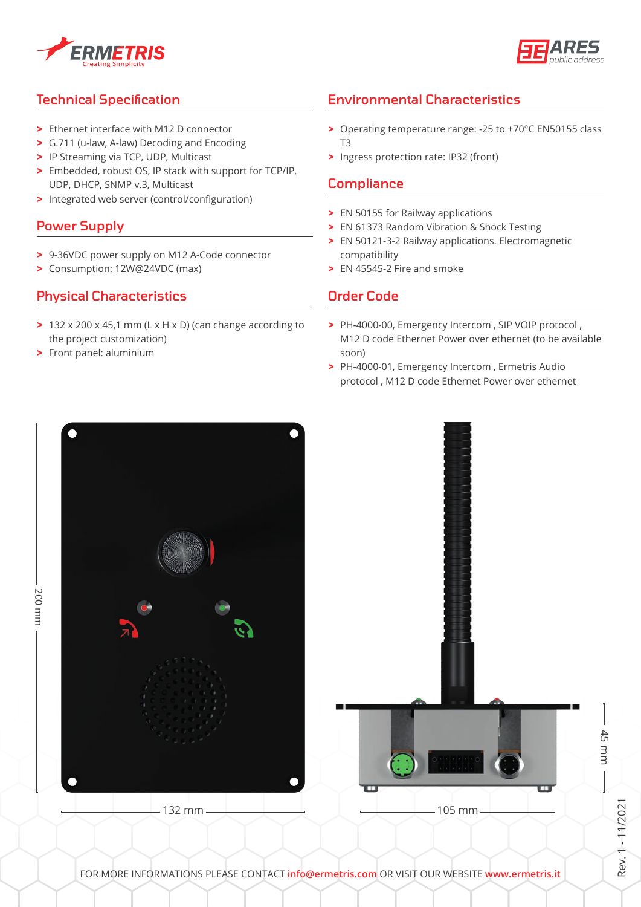## Technical Specification

- Ethernet interface with M12 D connector
- G.711 (u-law, A-law) Decoding and Encoding
- IP Streaming via TCP, UDP, Multicast
- Embedded, robust OS, IP stack with support for TCP/IP, UDP, DHCP, SNMP v.3, Multicast
- Integrated web server (control/configuration)

## Power Supply

- 9-36VDC power supply on M12 A-Code connector
- Consumption: 12W@24VDC (max)

## Physical Characteristics

- 132 x 200 x 45,1 mm (L x H x D) (can change according to the project customization)
- Front panel: aluminium

## Environmental Characteristics

- Operating temperature range: -25 to +70°C EN50155 class T3
- Ingress protection rate: IP32 (front)

## Compliance

- EN 50155 for Railway applications
- EN 61373 Random Vibration & Shock Testing
- EN 50121-3-2 Railway applications. Electromagnetic compatibility
- EN 45545-2 Fire and smoke

## Order Code

- PH-4000-00, Emergency Intercom , SIP VOIP protocol , M12 D code Ethernet Power over ethernet (to be available soon)
- PH-4000-01, Emergency Intercom , Ermetris Audio protocol , M12 D code Ethernet Power over ethernet

200 mm

132 mm

45 mm

105 mm

FOR MORE INFORMATIONS PLEASE CONTACT info@ermetris.com OR VISIT OUR WEBSITE www.ermetris.it

Rev. 1 - 11/2021